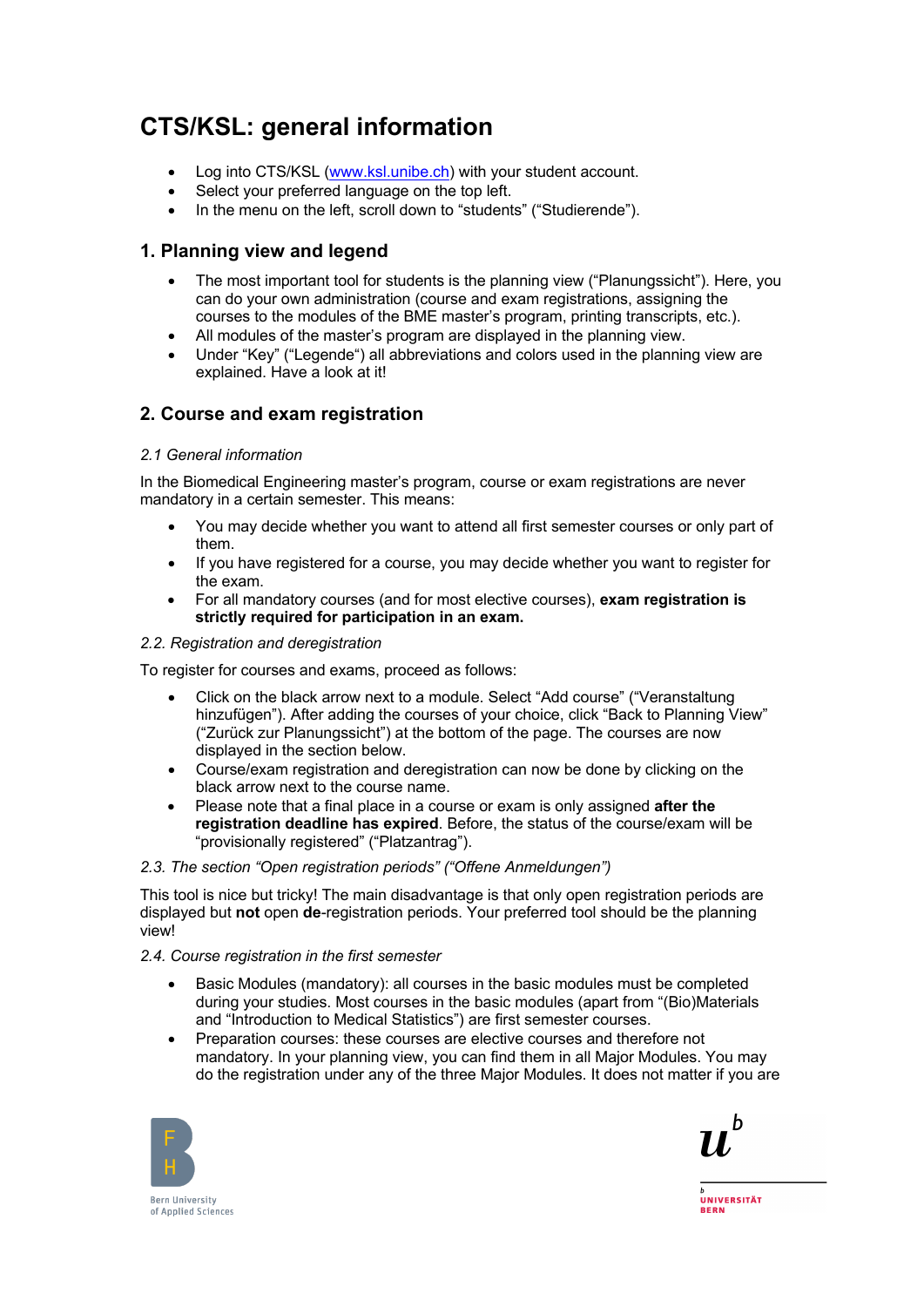# CTS/KSL: general information

- Log into CTS/KSL (www.ksl.unibe.ch) with your student account.
- Select your preferred language on the top left.
- In the menu on the left, scroll down to "students" ("Studierende").

## 1. Planning view and legend

- The most important tool for students is the planning view ("Planungssicht"). Here, you can do your own administration (course and exam registrations, assigning the courses to the modules of the BME master's program, printing transcripts, etc.).
- All modules of the master's program are displayed in the planning view.
- Under "Key" ("Legende") all abbreviations and colors used in the planning view are explained. Have a look at it!

## 2. Course and exam registration

*2.1 General information*

In the Biomedical Engineering master's program, course or exam registrations are never mandatory in a certain semester. This means:

- You may decide whether you want to attend all first semester courses or only part of them.
- If you have registered for a course, you may decide whether you want to register for the exam.
- For all mandatory courses (and for most elective courses), **exam registration is strictly required for participation in an exam.**

*2.2. Registration and deregistration*

To register for courses and exams, proceed as follows:

- Click on the black arrow next to a module. Select "Add course" ("Veranstaltung hinzufügen"). After adding the courses of your choice, click "Back to Planning View" ("Zurück zur Planungssicht") at the bottom of the page. The courses are now displayed in the section below.
- Course/exam registration and deregistration can now be done by clicking on the black arrow next to the course name.
- Please note that a final place in a course or exam is only assigned **after the registration deadline has expired**. Before, the status of the course/exam will be "provisionally registered" ("Platzantrag").

*2.3. The section "Open registration periods" ("Offene Anmeldungen")*

This tool is nice but tricky! The main disadvantage is that only open registration periods are displayed but **not** open **de**-registration periods. Your preferred tool should be the planning view!

*2.4. Course registration in the first semester*

- Basic Modules (mandatory): all courses in the basic modules must be completed during your studies. Most courses in the basic modules (apart from "(Bio)Materials and "Introduction to Medical Statistics") are first semester courses.
- Preparation courses: these courses are elective courses and therefore not mandatory. In your planning view, you can find them in all Major Modules. You may do the registration under any of the three Major Modules. It does not matter if you are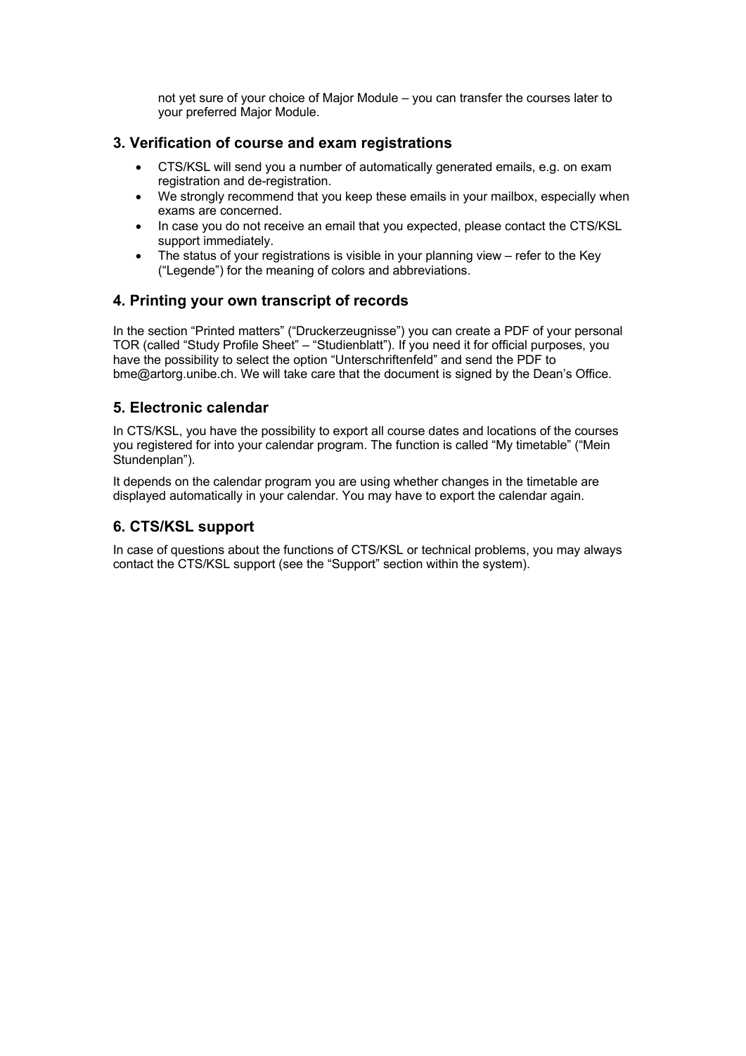not yet sure of your choice of Major Module – you can transfer the courses later to your preferred Major Module.

## 3. Verification of course and exam registrations

- CTS/KSL will send you a number of automatically generated emails, e.g. on exam registration and de-registration.
- We strongly recommend that you keep these emails in your mailbox, especially when exams are concerned.
- In case you do not receive an email that you expected, please contact the CTS/KSL support immediately.
- The status of your registrations is visible in your planning view – refer to the Key ("Legende") for the meaning of colors and abbreviations.

## 4. Printing your own transcript of records

In the section "Printed matters" ("Druckerzeugnisse") you can create a PDF of your personal TOR (called "Study Profile Sheet" – "Studienblatt"). If you need it for official purposes, you have the possibility to select the option "Unterschriftenfeld" and send the PDF to bme@artorg.unibe.ch. We will take care that the document is signed by the Dean's Office.

## 5. Electronic calendar

In CTS/KSL, you have the possibility to export all course dates and locations of the courses you registered for into your calendar program. The function is called "My timetable" ("Mein Stundenplan").

It depends on the calendar program you are using whether changes in the timetable are displayed automatically in your calendar. You may have to export the calendar again.

## 6. CTS/KSL support

In case of questions about the functions of CTS/KSL or technical problems, you may always contact the CTS/KSL support (see the "Support" section within the system).